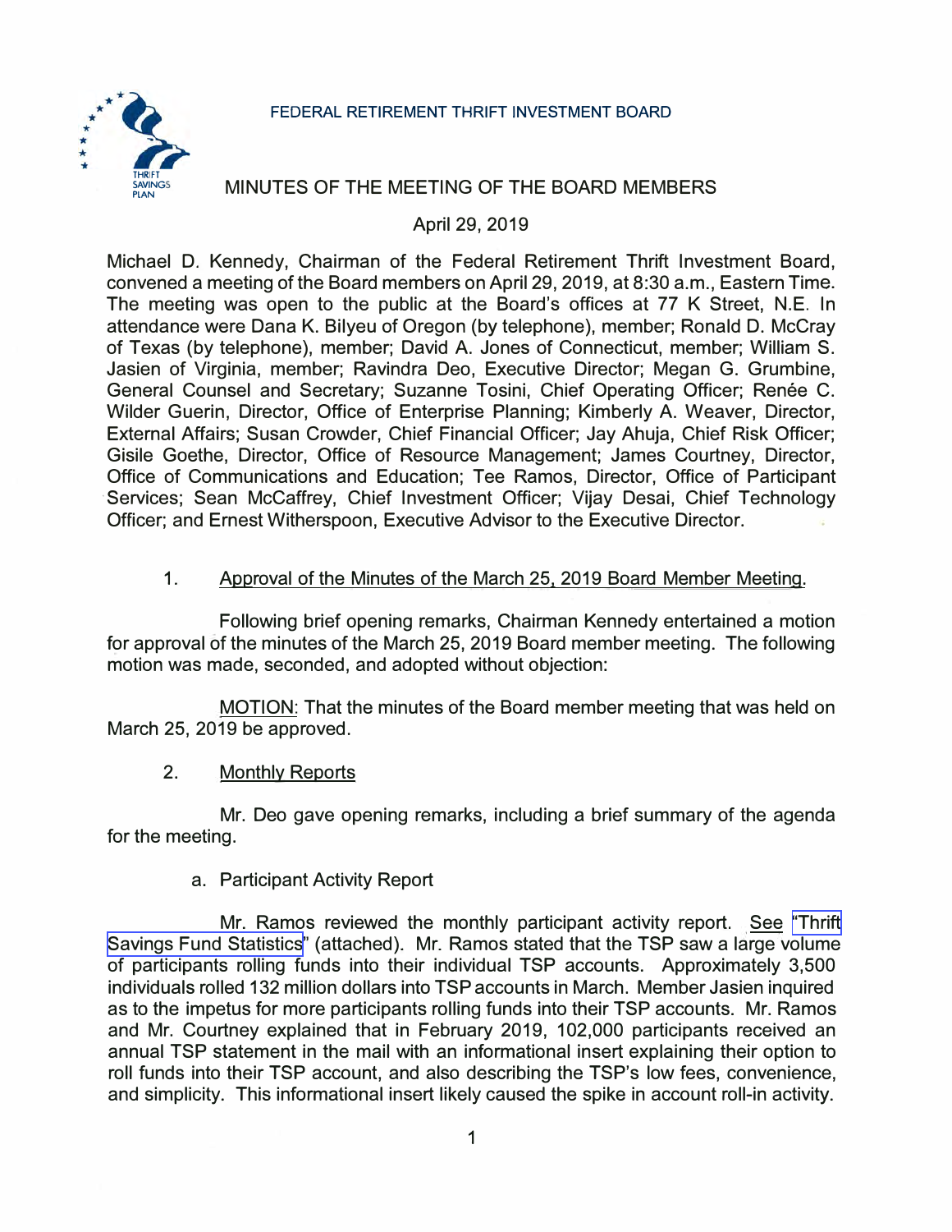FEDERAL RETIREMENT THRIFT INVESTMENT BOARD

# MINUTES OF THE MEETING OF THE BOARD MEMBERS

April 29, 2019

Michael D. Kennedy, Chairman of the Federal Retirement Thrift Investment Board, convened a meeting of the Board members on April 29, 2019, at 8:30 a.m., Eastern Time. The meeting was open to the public at the Board's offices at 77 K Street, N.E. In attendance were Dana K. Bilyeu of Oregon (by telephone), member; Ronald D. McCray of Texas (by telephone), member; David A. Jones of Connecticut, member; William S. Jasien of Virginia, member; Ravindra Deo, Executive Director; Megan G. Grumbine, General Counsel and Secretary; Suzanne Tosini, Chief Operating Officer; Renée C. Wilder Guerin, Director, Office of Enterprise Planning; Kimberly A. Weaver, Director, External Affairs; Susan Crowder, Chief Financial Officer; Jay Ahuja, Chief Risk Officer; Gisile Goethe, Director, Office of Resource Management; James Courtney, Director, Office of Communications and Education; Tee Ramos, Director, Office of Participant Services; Sean McCaffrey, Chief Investment Officer; Vijay Desai, Chief Technology Officer; and Ernest Witherspoon, Executive Advisor to the Executive Director.

1. Approval of the Minutes of the March 25, 2019 Board Member Meeting.

Following brief opening remarks, Chairman Kennedy entertained a motion for approval of the minutes of the March 25, 2019 Board member meeting. The following motion was made, seconded, and adopted without objection:

MOTION: That the minutes of the Board member meeting that was held on March 25, 2019 be approved.

2. Monthly Reports

Mr. Deo gave opening remarks, including a brief summary of the agenda for the meeting.

a. Participant Activity Report

Mr. Ramos reviewed the monthly participant activity report. See "Thrift Savings Fund Statistics" (attached). Mr. Ramos stated that the TSP saw a large volume of participants rolling funds into their individual TSP accounts. Approximately 3,500 individuals rolled 132 million dollars into TSP accounts in March. Member Jasien inquired as to the impetus for more participants rolling funds into their TSP accounts. Mr. Ramos and Mr. Courtney explained that in February 2019, 102,000 participants received an annual TSP statement in the mail with an informational insert explaining their option to roll funds into their TSP account, and also describing the TSP's low fees, convenience, and simplicity. This informational insert likely caused the spike in account roll-in activity.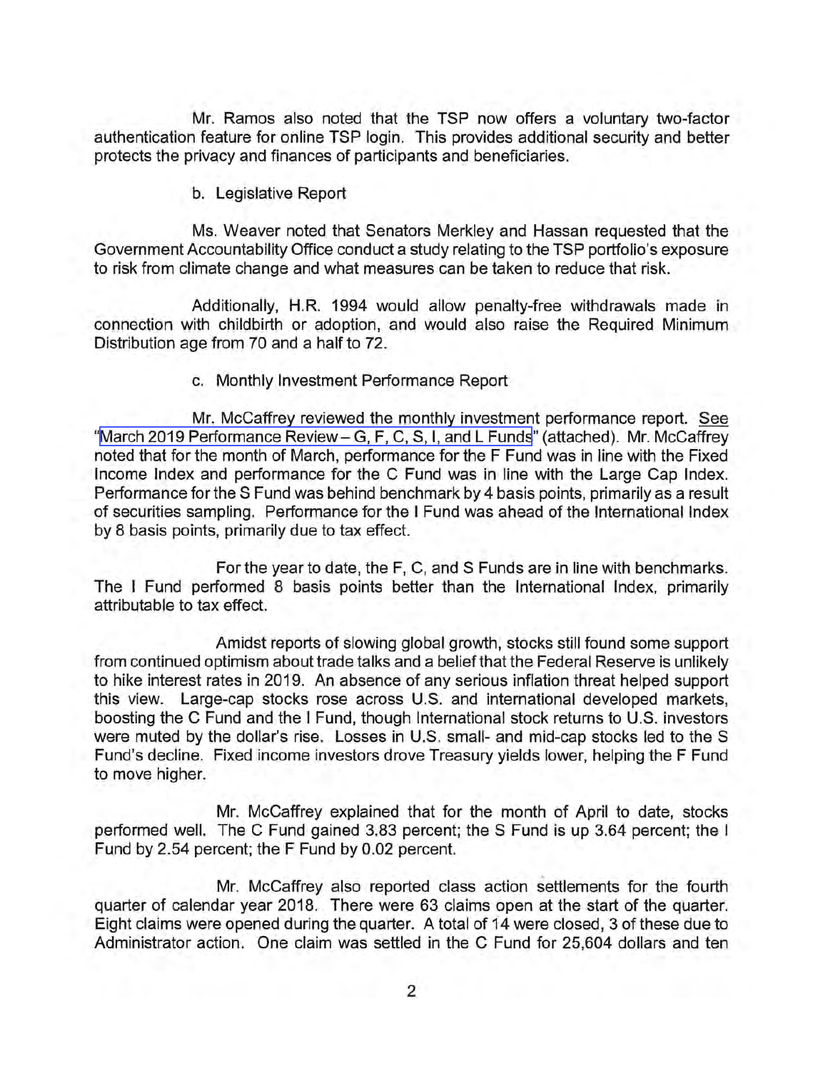Mr. Ramos also noted that the TSP now offers a voluntary two-factor authentication feature for online TSP login. This provides additional security and better protects the privacy and finances of participants and beneficiaries.

b. Legislative Report

Ms. Weaver noted that Senators Merkley and Hassan requested that the Government Accountability Office conduct a study relating to the TSP portfolio's exposure to risk from climate change and what measures can be taken to reduce that risk.

Additionally, H.R. 1994 would allow penalty-free withdrawals made in connection with childbirth or adoption, and would also raise the Required Minimum Distribution age from 70 and a half to 72.

c. Monthly Investment Performance Report

Mr. McCaffrey reviewed the monthly investment performance report. See "March 2019 Performance Review – G, F, C, S, I, and L Funds" (attached). Mr. McCaffrey noted that for the month of March, performance for the F Fund was in line with the Fixed Income Index and performance for the C Fund was in line with the Large Cap Index. Performance for the S Fund was behind benchmark by 4 basis points, primarily as a result of securities sampling. Performance for the I Fund was ahead of the International Index by 8 basis points, primarily due to tax effect.

For the year to date, the F, C, and S Funds are in line with benchmarks. The I Fund performed 8 basis points better than the International Index, primarily attributable to tax effect.

Amidst reports of slowing global growth, stocks still found some support from continued optimism about trade talks and a belief that the Federal Reserve is unlikely to hike interest rates in 2019. An absence of any serious inflation threat helped support this view. Large-cap stocks rose across U.S. and international developed markets, boosting the C Fund and the I Fund, though International stock returns to U.S. investors were muted by the dollar's rise. Losses in U.S. small- and mid-cap stocks led to the S Fund's decline. Fixed income investors drove Treasury yields lower, helping the F Fund to move higher.

Mr. McCaffrey explained that for the month of April to date, stocks performed well. The C Fund gained 3.83 percent; the S Fund is up 3.64 percent; the I Fund by 2.54 percent; the F Fund by 0.02 percent.

Mr. McCaffrey also reported class action settlements for the fourth quarter of calendar year 2018. There were 63 claims open at the start of the quarter. Eight claims were opened during the quarter. A total of 14 were closed, 3 of these due to Administrator action. One claim was settled in the C Fund for 25,604 dollars and ten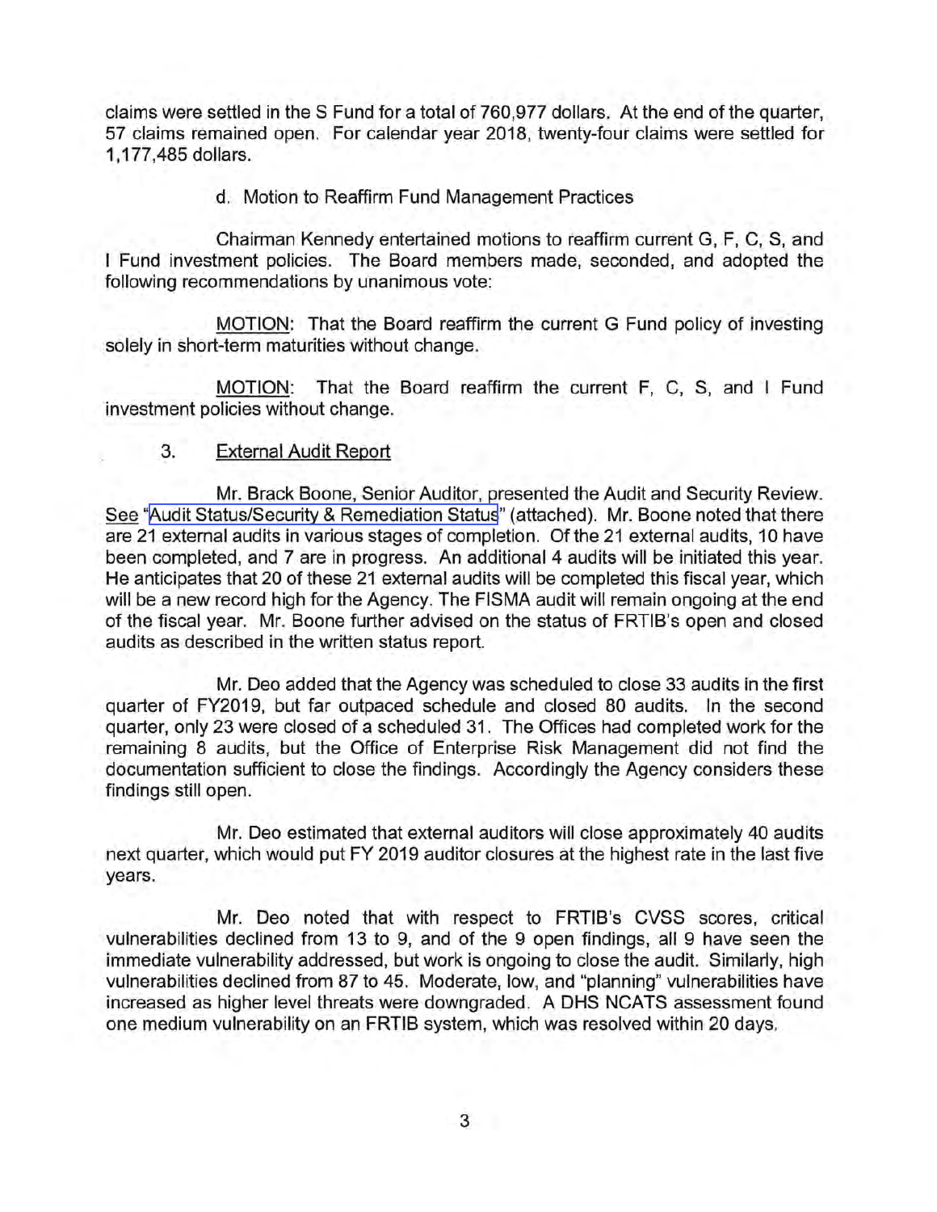claims were settled in the S Fund for a total of 760,977 dollars. At the end of the quarter, 57 claims remained open. For calendar year 2018, twenty-four claims were settled for 1,177,485 dollars.

d. Motion to Reaffirm Fund Management Practices

Chairman Kennedy entertained motions to reaffirm current G, F, C, S, and I Fund investment policies. The Board members made, seconded, and adopted the following recommendations by unanimous vote:

MOTION: That the Board reaffirm the current G Fund policy of investing solely in short-term maturities without change.

MOTION: That the Board reaffirm the current F, C, S, and I Fund investment policies without change.

3. External Audit Report

Mr. Brack Boone, Senior Auditor, presented the Audit and Security Review. See "Audit Status/Security & Remediation Status" (attached). Mr. Boone noted that there are 21 external audits in various stages of completion. Of the 21 external audits, 10 have been completed, and 7 are in progress. An additional 4 audits will be initiated this year. He anticipates that 20 of these 21 external audits will be completed this fiscal year, which will be a new record high for the Agency. The FISMA audit will remain ongoing at the end of the fiscal year. Mr. Boone further advised on the status of FRTIB's open and closed audits as described in the written status report.

Mr. Deo added that the Agency was scheduled to close 33 audits in the first quarter of FY2019, but far outpaced schedule and closed 80 audits. In the second quarter, only 23 were closed of a scheduled 31. The Offices had completed work for the remaining 8 audits, but the Office of Enterprise Risk Management did not find the documentation sufficient to close the findings. Accordingly the Agency considers these findings still open.

Mr. Deo estimated that external auditors will close approximately 40 audits next quarter, which would put FY 2019 auditor closures at the highest rate in the last five years.

Mr. Deo noted that with respect to FRTIB's CVSS scores, critical vulnerabilities declined from 13 to 9, and of the 9 open findings, all 9 have seen the immediate vulnerability addressed, but work is ongoing to close the audit. Similarly, high vulnerabilities declined from 87 to 45. Moderate, low, and "planning" vulnerabilities have increased as higher level threats were downgraded. A DHS NCATS assessment found one medium vulnerability on an FRTIB system, which was resolved within 20 days.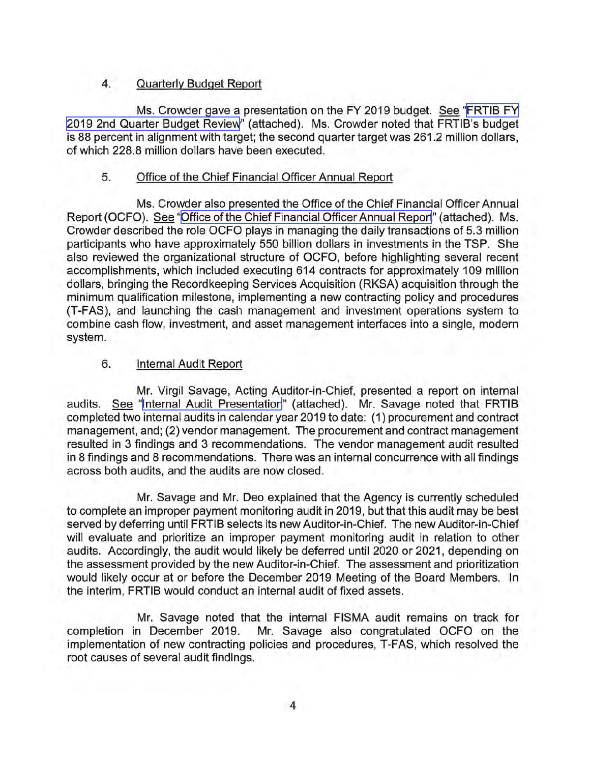4. Quarterly Budget Report

Ms. Crowder gave a presentation on the FY 2019 budget. See "FRTIB FY 2019 2nd Quarter Budget Review" (attached). Ms. Crowder noted that FRTIB's budget is 88 percent in alignment with target; the second quarter target was 261.2 million dollars, of which 228.8 million dollars have been executed.

5. Office of the Chief Financial Officer Annual Report

Ms. Crowder also presented the Office of the Chief Financial Officer Annual Report (OCFO). See "Office of the Chief Financial Officer Annual Report" (attached). Ms. Crowder described the role OCFO plays in managing the daily transactions of 5.3 million participants who have approximately 550 billion dollars in investments in the TSP. She also reviewed the organizational structure of OCFO, before highlighting several recent accomplishments, which included executing 614 contracts for approximately 109 million dollars, bringing the Recordkeeping Services Acquisition (RKSA) acquisition through the minimum qualification milestone, implementing a new contracting policy and procedures (T-FAS), and launching the cash management and investment operations system to combine cash flow, investment, and asset management interfaces into a single, modern system.

6. Internal Audit Report

Mr. Virgil Savage, Acting Auditor-in-Chief, presented a report on internal audits. See "Internal Audit Presentation" (attached). Mr. Savage noted that FRTIB completed two internal audits in calendar year 2019 to date: (1) procurement and contract management, and; (2) vendor management. The procurement and contract management resulted in 3 findings and 3 recommendations. The vendor management audit resulted in 8 findings and 8 recommendations. There was an internal concurrence with all findings across both audits, and the audits are now closed.

Mr. Savage and Mr. Deo explained that the Agency is currently scheduled to complete an improper payment monitoring audit in 2019, but that this audit may be best served by deferring until FRTIB selects its new Auditor-in-Chief. The new Auditor-in-Chief will evaluate and prioritize an improper payment monitoring audit in relation to other audits. Accordingly, the audit would likely be deferred until 2020 or 2021, depending on the assessment provided by the new Auditor-in-Chief. The assessment and prioritization would likely occur at or before the December 2019 Meeting of the Board Members. In the interim, FRTIB would conduct an internal audit of fixed assets.

Mr. Savage noted that the internal FISMA audit remains on track for completion in December 2019. Mr. Savage also congratulated OCFO on the implementation of new contracting policies and procedures, T-FAS, which resolved the root causes of several audit findings.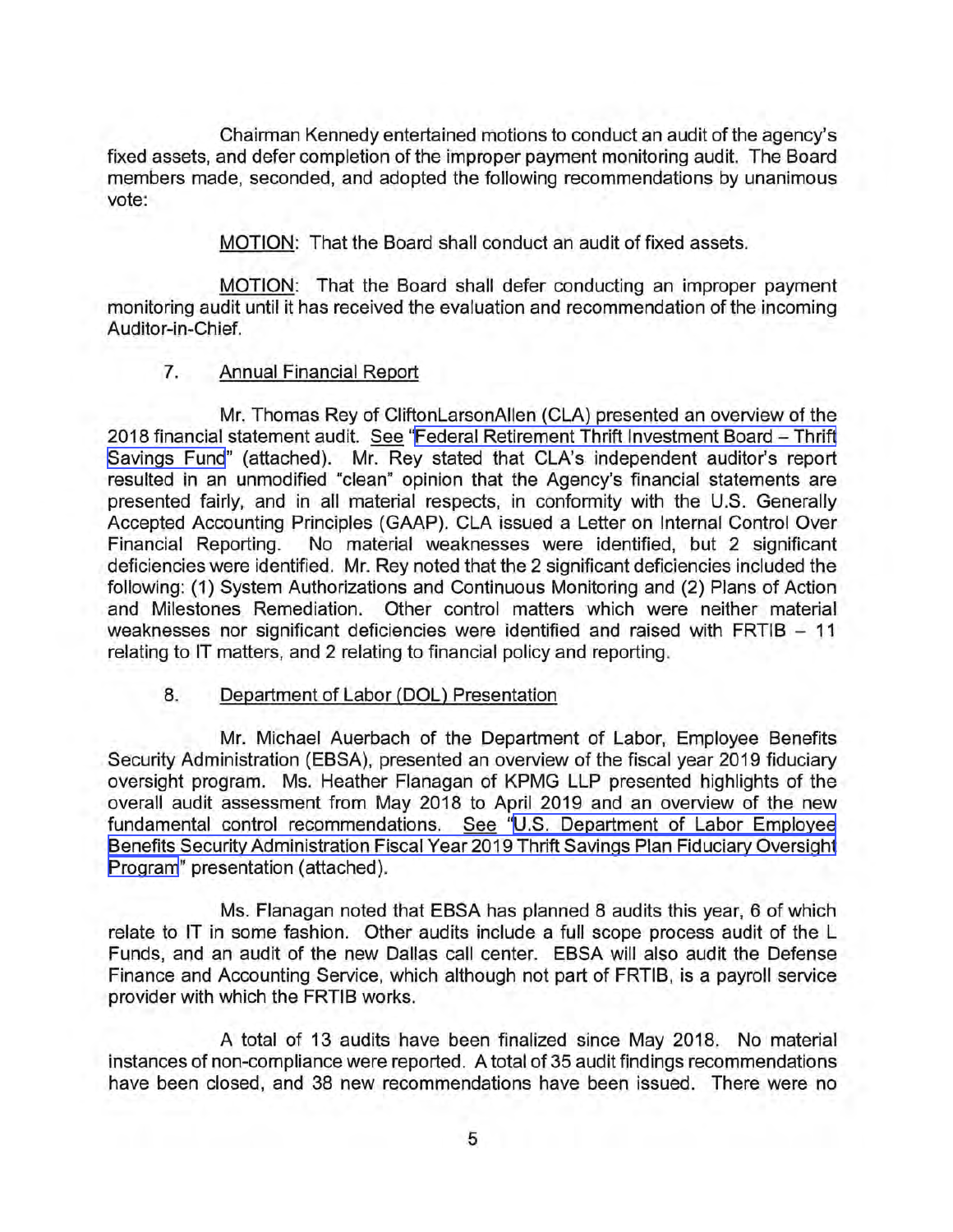Chairman Kennedy entertained motions to conduct an audit of the agency's fixed assets, and defer completion of the improper payment monitoring audit. The Board members made, seconded, and adopted the following recommendations by unanimous vote:

MOTION: That the Board shall conduct an audit of fixed assets.

MOTION: That the Board shall defer conducting an improper payment monitoring audit until it has received the evaluation and recommendation of the incoming Auditor-in-Chief.

7. Annual Financial Report

Mr. Thomas Rey of CliftonLarsonAllen (CLA) presented an overview of the 2018 financial statement audit. See "Federal Retirement Thrift Investment Board – Thrift Savings Fund" (attached). Mr. Rey stated that CLA's independent auditor's report resulted in an unmodified "clean" opinion that the Agency's financial statements are presented fairly, and in all material respects, in conformity with the U.S. Generally Accepted Accounting Principles (GAAP). CLA issued a Letter on Internal Control Over Financial Reporting. No material weaknesses were identified, but 2 significant deficiencies were identified. Mr. Rey noted that the 2 significant deficiencies included the following: (1) System Authorizations and Continuous Monitoring and (2) Plans of Action and Milestones Remediation. Other control matters which were neither material weaknesses nor significant deficiencies were identified and raised with FRTIB – 11 relating to IT matters, and 2 relating to financial policy and reporting.

8. Department of Labor (DOL) Presentation

Mr. Michael Auerbach of the Department of Labor, Employee Benefits Security Administration (EBSA), presented an overview of the fiscal year 2019 fiduciary oversight program. Ms. Heather Flanagan of KPMG LLP presented highlights of the overall audit assessment from May 2018 to April 2019 and an overview of the new fundamental control recommendations. See "U.S. Department of Labor Employee Benefits Security Administration Fiscal Year 2019 Thrift Savings Plan Fiduciary Oversight Program" presentation (attached).

Ms. Flanagan noted that EBSA has planned 8 audits this year, 6 of which relate to IT in some fashion. Other audits include a full scope process audit of the L Funds, and an audit of the new Dallas call center. EBSA will also audit the Defense Finance and Accounting Service, which although not part of FRTIB, is a payroll service provider with which the FRTIB works.

A total of 13 audits have been finalized since May 2018. No material instances of non-compliance were reported. A total of 35 audit findings recommendations have been closed, and 38 new recommendations have been issued. There were no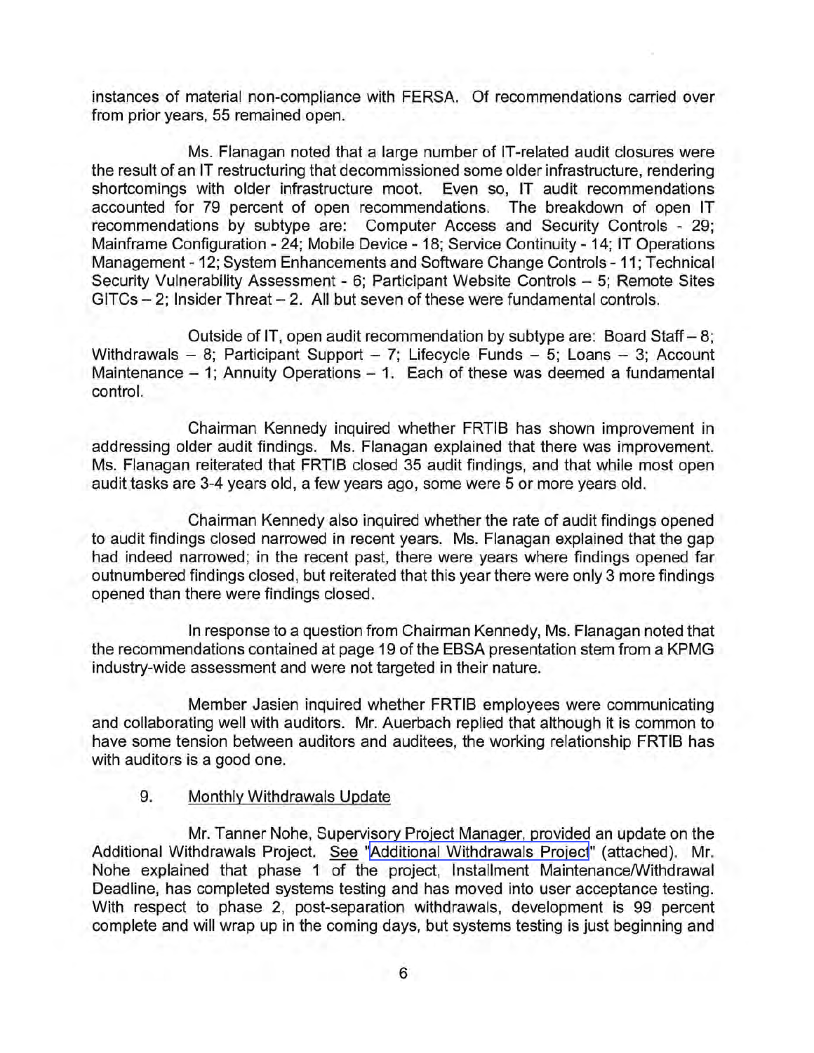instances of material non-compliance with FERSA. Of recommendations carried over from prior years, 55 remained open.

Ms. Flanagan noted that a large number of IT-related audit closures were the result of an IT restructuring that decommissioned some older infrastructure, rendering shortcomings with older infrastructure moot. Even so, IT audit recommendations accounted for 79 percent of open recommendations. The breakdown of open IT recommendations by subtype are: Computer Access and Security Controls - 29; Mainframe Configuration - 24; Mobile Device - 18; Service Continuity - 14; IT Operations Management - 12; System Enhancements and Software Change Controls - 11; Technical Security Vulnerability Assessment - 6; Participant Website Controls – 5; Remote Sites GITCs – 2; Insider Threat – 2. All but seven of these were fundamental controls.

Outside of IT, open audit recommendation by subtype are: Board Staff – 8; Withdrawals – 8; Participant Support – 7; Lifecycle Funds – 5; Loans – 3; Account Maintenance – 1; Annuity Operations – 1. Each of these was deemed a fundamental control.

Chairman Kennedy inquired whether FRTIB has shown improvement in addressing older audit findings. Ms. Flanagan explained that there was improvement. Ms. Flanagan reiterated that FRTIB closed 35 audit findings, and that while most open audit tasks are 3-4 years old, a few years ago, some were 5 or more years old.

Chairman Kennedy also inquired whether the rate of audit findings opened to audit findings closed narrowed in recent years. Ms. Flanagan explained that the gap had indeed narrowed; in the recent past, there were years where findings opened far outnumbered findings closed, but reiterated that this year there were only 3 more findings opened than there were findings closed.

In response to a question from Chairman Kennedy, Ms. Flanagan noted that the recommendations contained at page 19 of the EBSA presentation stem from a KPMG industry-wide assessment and were not targeted in their nature.

Member Jasien inquired whether FRTIB employees were communicating and collaborating well with auditors. Mr. Auerbach replied that although it is common to have some tension between auditors and auditees, the working relationship FRTIB has with auditors is a good one.

9. Monthly Withdrawals Update

Mr. Tanner Nohe, Supervisory Project Manager, provided an update on the Additional Withdrawals Project. See "Additional Withdrawals Project" (attached). Mr. Nohe explained that phase 1 of the project, Installment Maintenance/Withdrawal Deadline, has completed systems testing and has moved into user acceptance testing. With respect to phase 2, post-separation withdrawals, development is 99 percent complete and will wrap up in the coming days, but systems testing is just beginning and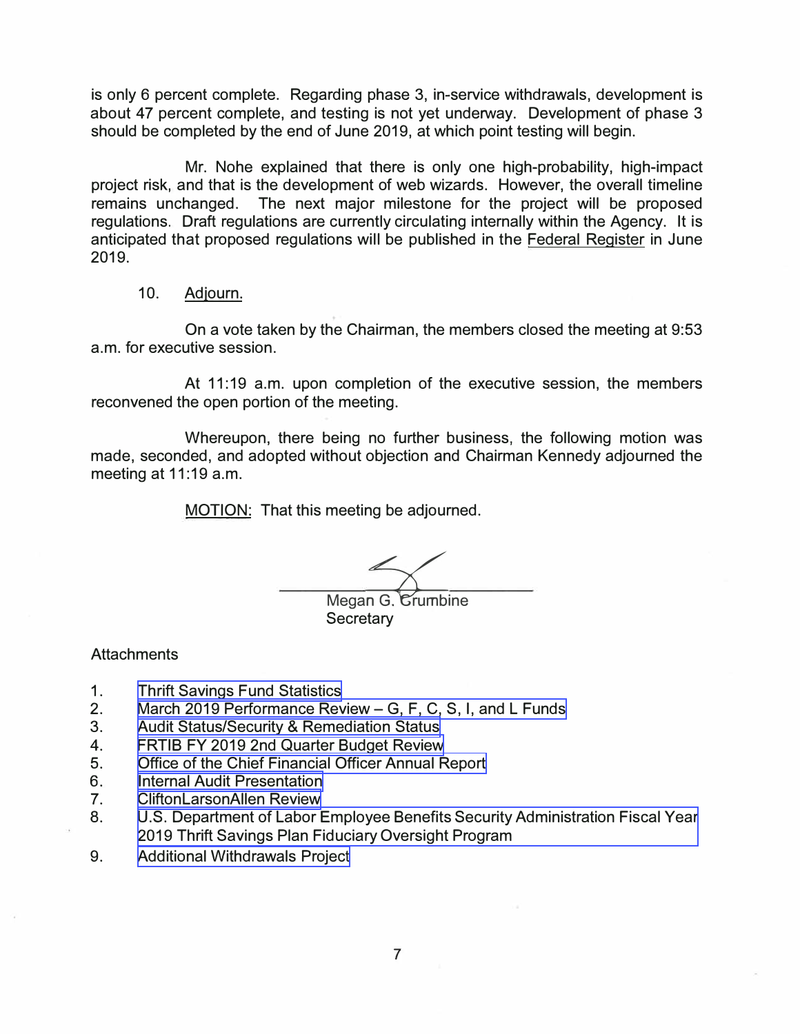is only 6 percent complete. Regarding phase 3, in-service withdrawals, development is about 47 percent complete, and testing is not yet underway. Development of phase 3 should be completed by the end of June 2019, at which point testing will begin.

Mr. Nohe explained that there is only one high-probability, high-impact project risk, and that is the development of web wizards. However, the overall timeline remains unchanged. The next major milestone for the project will be proposed regulations. Draft regulations are currently circulating internally within the Agency. It is anticipated that proposed regulations will be published in the Federal Register in June 2019.

10. Adjourn.

On a vote taken by the Chairman, the members closed the meeting at 9:53 a.m. for executive session.

At 11:19 a.m. upon completion of the executive session, the members reconvened the open portion of the meeting.

Whereupon, there being no further business, the following motion was made, seconded, and adopted without objection and Chairman Kennedy adjourned the meeting at 11:19 a.m.

MOTION: That this meeting be adjourned.

Megan G. Grumbine
Secretary

Attachments

1. Thrift Savings Fund Statistics
2. March 2019 Performance Review – G, F, C, S, I, and L Funds
3. Audit Status/Security & Remediation Status
4. FRTIB FY 2019 2nd Quarter Budget Review
5. Office of the Chief Financial Officer Annual Report
6. Internal Audit Presentation
7. CliftonLarsonAllen Review
8. U.S. Department of Labor Employee Benefits Security Administration Fiscal Year 2019 Thrift Savings Plan Fiduciary Oversight Program
9. Additional Withdrawals Project